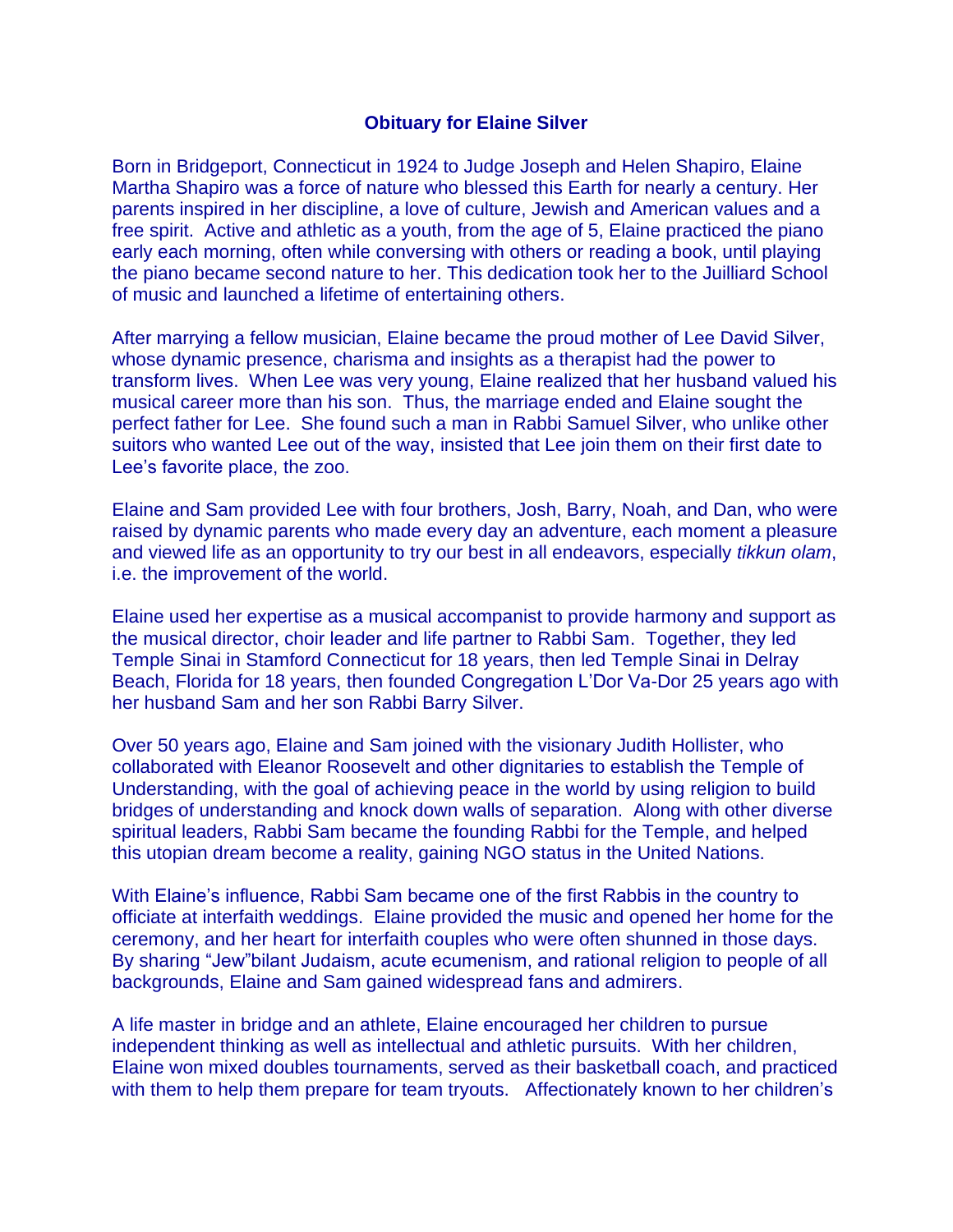# Obituary for Elaine Silver

Born in Bridgeport, Connecticut in 1924 to Judge Joseph and Helen Shapiro, Elaine Martha Shapiro was a force of nature who blessed this Earth for nearly a century. Her parents inspired in her discipline, a love of culture, Jewish and American values and a free spirit. Active and athletic as a youth, from the age of 5, Elaine practiced the piano early each morning, often while conversing with others or reading a book, until playing the piano became second nature to her. This dedication took her to the Juilliard School of music and launched a lifetime of entertaining others.

After marrying a fellow musician, Elaine became the proud mother of Lee David Silver, whose dynamic presence, charisma and insights as a therapist had the power to transform lives. When Lee was very young, Elaine realized that her husband valued his musical career more than his son. Thus, the marriage ended and Elaine sought the perfect father for Lee. She found such a man in Rabbi Samuel Silver, who unlike other suitors who wanted Lee out of the way, insisted that Lee join them on their first date to Lee's favorite place, the zoo.

Elaine and Sam provided Lee with four brothers, Josh, Barry, Noah, and Dan, who were raised by dynamic parents who made every day an adventure, each moment a pleasure and viewed life as an opportunity to try our best in all endeavors, especially *tikkun olam*, i.e. the improvement of the world.

Elaine used her expertise as a musical accompanist to provide harmony and support as the musical director, choir leader and life partner to Rabbi Sam. Together, they led Temple Sinai in Stamford Connecticut for 18 years, then led Temple Sinai in Delray Beach, Florida for 18 years, then founded Congregation L'Dor Va-Dor 25 years ago with her husband Sam and her son Rabbi Barry Silver.

Over 50 years ago, Elaine and Sam joined with the visionary Judith Hollister, who collaborated with Eleanor Roosevelt and other dignitaries to establish the Temple of Understanding, with the goal of achieving peace in the world by using religion to build bridges of understanding and knock down walls of separation. Along with other diverse spiritual leaders, Rabbi Sam became the founding Rabbi for the Temple, and helped this utopian dream become a reality, gaining NGO status in the United Nations.

With Elaine's influence, Rabbi Sam became one of the first Rabbis in the country to officiate at interfaith weddings. Elaine provided the music and opened her home for the ceremony, and her heart for interfaith couples who were often shunned in those days. By sharing "Jew"bilant Judaism, acute ecumenism, and rational religion to people of all backgrounds, Elaine and Sam gained widespread fans and admirers.

A life master in bridge and an athlete, Elaine encouraged her children to pursue independent thinking as well as intellectual and athletic pursuits. With her children, Elaine won mixed doubles tournaments, served as their basketball coach, and practiced with them to help them prepare for team tryouts. Affectionately known to her children's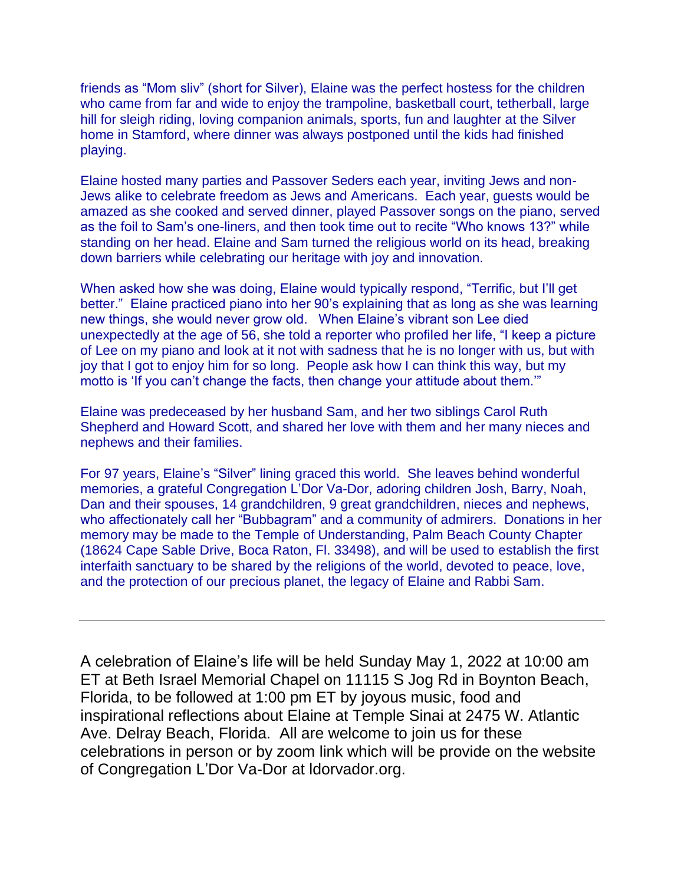friends as "Mom sliv" (short for Silver), Elaine was the perfect hostess for the children who came from far and wide to enjoy the trampoline, basketball court, tetherball, large hill for sleigh riding, loving companion animals, sports, fun and laughter at the Silver home in Stamford, where dinner was always postponed until the kids had finished playing.

Elaine hosted many parties and Passover Seders each year, inviting Jews and non-Jews alike to celebrate freedom as Jews and Americans. Each year, guests would be amazed as she cooked and served dinner, played Passover songs on the piano, served as the foil to Sam's one-liners, and then took time out to recite "Who knows 13?" while standing on her head. Elaine and Sam turned the religious world on its head, breaking down barriers while celebrating our heritage with joy and innovation.

When asked how she was doing, Elaine would typically respond, "Terrific, but I'll get better." Elaine practiced piano into her 90's explaining that as long as she was learning new things, she would never grow old. When Elaine's vibrant son Lee died unexpectedly at the age of 56, she told a reporter who profiled her life, "I keep a picture of Lee on my piano and look at it not with sadness that he is no longer with us, but with joy that I got to enjoy him for so long. People ask how I can think this way, but my motto is 'If you can't change the facts, then change your attitude about them.'"

Elaine was predeceased by her husband Sam, and her two siblings Carol Ruth Shepherd and Howard Scott, and shared her love with them and her many nieces and nephews and their families.

For 97 years, Elaine's "Silver" lining graced this world. She leaves behind wonderful memories, a grateful Congregation L'Dor Va-Dor, adoring children Josh, Barry, Noah, Dan and their spouses, 14 grandchildren, 9 great grandchildren, nieces and nephews, who affectionately call her "Bubbagram" and a community of admirers. Donations in her memory may be made to the Temple of Understanding, Palm Beach County Chapter (18624 Cape Sable Drive, Boca Raton, Fl. 33498), and will be used to establish the first interfaith sanctuary to be shared by the religions of the world, devoted to peace, love, and the protection of our precious planet, the legacy of Elaine and Rabbi Sam.

---

A celebration of Elaine's life will be held Sunday May 1, 2022 at 10:00 am ET at Beth Israel Memorial Chapel on 11115 S Jog Rd in Boynton Beach, Florida, to be followed at 1:00 pm ET by joyous music, food and inspirational reflections about Elaine at Temple Sinai at 2475 W. Atlantic Ave. Delray Beach, Florida. All are welcome to join us for these celebrations in person or by zoom link which will be provide on the website of Congregation L'Dor Va-Dor at ldorvador.org.